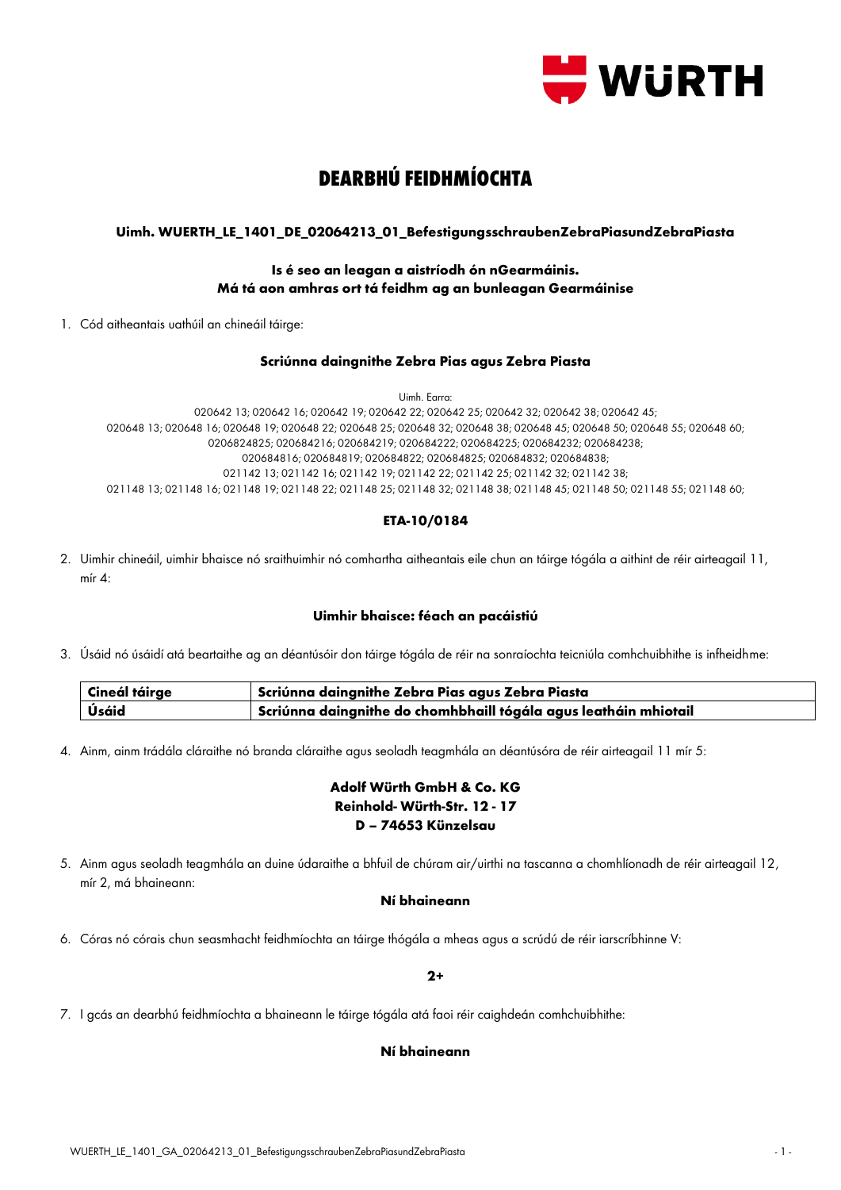# DEARBHÚ FEIDHMÍOCHTA

**Uimh. WUERTH_LE_1401_DE_02064213_01_BefestigungsschraubenZebraPiasundZebraPiasta**

**Is é seo an leagan a aistríodh ón nGearmáinis.**
**Má tá aon amhras ort tá feidhm ag an bunleagan Gearmáinise**

1. Cód aitheantais uathúil an chineáil táirge:

**Scriúnna daingnithe Zebra Pias agus Zebra Piasta**

Uimh. Earra:
020642 13; 020642 16; 020642 19; 020642 22; 020642 25; 020642 32; 020642 38; 020642 45;
020648 13; 020648 16; 020648 19; 020648 22; 020648 25; 020648 32; 020648 38; 020648 45; 020648 50; 020648 55; 020648 60;
0206824825; 020684216; 020684219; 020684222; 020684225; 020684232; 020684238;
020684816; 020684819; 020684822; 020684825; 020684832; 020684838;
021142 13; 021142 16; 021142 19; 021142 22; 021142 25; 021142 32; 021142 38;
021148 13; 021148 16; 021148 19; 021148 22; 021148 25; 021148 32; 021148 38; 021148 45; 021148 50; 021148 55; 021148 60;

**ETA-10/0184**

2. Uimhir chineáil, uimhir bhaisce nó sraithuimhir nó comhartha aitheantais eile chun an táirge tógála a aithint de réir airteagail 11, mír 4:

**Uimhir bhaisce: féach an pacáistiú**

3. Úsáid nó úsáidí atá beartaithe ag an déantúsóir don táirge tógála de réir na sonraíochta teicniúla comhchuibhithe is infheidhme:

| **Cineál táirge** | **Scriúnna daingnithe Zebra Pias agus Zebra Piasta** |
|---|---|
| **Úsáid** | **Scriúnna daingnithe do chomhbhaill tógála agus leatháin mhiotail** |

4. Ainm, ainm trádála cláraithe nó branda cláraithe agus seoladh teagmhála an déantúsóra de réir airteagail 11 mír 5:

**Adolf Würth GmbH & Co. KG**
**Reinhold- Würth-Str. 12 - 17**
**D – 74653 Künzelsau**

5. Ainm agus seoladh teagmhála an duine údaraithe a bhfuil de chúram air/uirthi na tascanna a chomhlíonadh de réir airteagail 12, mír 2, má bhaineann:

**Ní bhaineann**

6. Córas nó córais chun seasmhacht feidhmíochta an táirge thógála a mheas agus a scrúdú de réir iarscríbhinne V:

**2+**

7. I gcás an dearbhú feidhmíochta a bhaineann le táirge tógála atá faoi réir caighdeán comhchuibhithe:

**Ní bhaineann**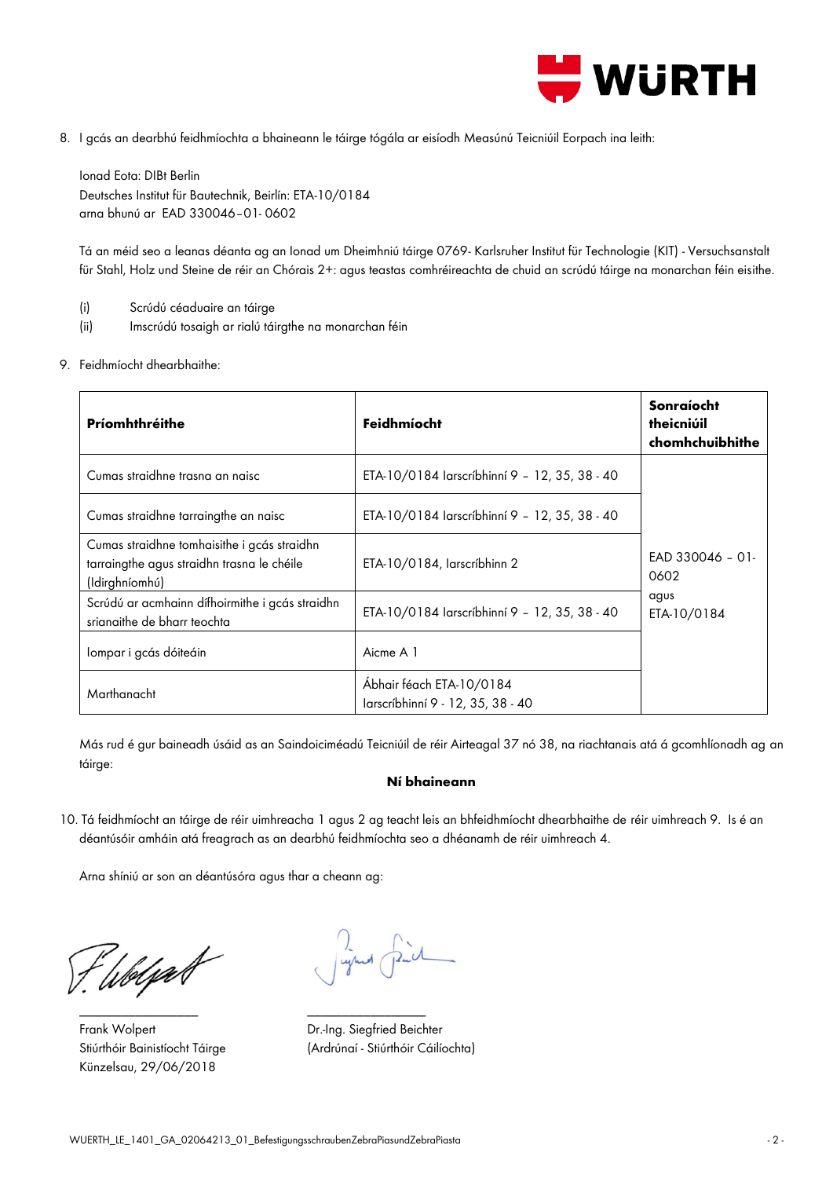8. I gcás an dearbhú feidhmíochta a bhaineann le táirge tógála ar eisíodh Measúnú Teicniúil Eorpach ina leith:

   Ionad Eota: DIBt Berlin
   Deutsches Institut für Bautechnik, Beirlín: ETA-10/0184
   arna bhunú ar EAD 330046–01- 0602

   Tá an méid seo a leanas déanta ag an Ionad um Dheimhniú táirge 0769- Karlsruher Institut für Technologie (KIT) - Versuchsanstalt für Stahl, Holz und Steine de réir an Chórais 2+: agus teastas comhréireachta de chuid an scrúdú táirge na monarchan féin eisithe.

   (i) Scrúdú céaduaire an táirge
   (ii) Imscrúdú tosaigh ar rialú táirgthe na monarchan féin

9. Feidhmíocht dhearbhaithe:

| Príomhthréithe | Feidhmíocht | Sonraíocht theicniúil chomhchuibhithe |
|---|---|---|
| Cumas straidhne trasna an naisc | ETA-10/0184 Iarscríbhinní 9 – 12, 35, 38 - 40 | EAD 330046 – 01-0602 agus ETA-10/0184 |
| Cumas straidhne tarraingthe an naisc | ETA-10/0184 Iarscríbhinní 9 – 12, 35, 38 - 40 | |
| Cumas straidhne tomhaisithe i gcás straidhn tarraingthe agus straidhn trasna le chéile (Idirghníomhú) | ETA-10/0184, Iarscríbhinn 2 | |
| Scrúdú ar acmhainn dífhoirmithe i gcás straidhn srianaithe de bharr teochta | ETA-10/0184 Iarscríbhinní 9 – 12, 35, 38 - 40 | |
| Iompar i gcás dóiteáin | Aicme A 1 | |
| Marthanacht | Ábhair féach ETA-10/0184 Iarscríbhinní 9 - 12, 35, 38 - 40 | |

   Más rud é gur baineadh úsáid as an Saindoiciméadú Teicniúil de réir Airteagal 37 nó 38, na riachtanais atá á gcomhlíonadh ag an táirge:

   **Ní bhaineann**

10. Tá feidhmíocht an táirge de réir uimhreacha 1 agus 2 ag teacht leis an bhfeidhmíocht dhearbhaithe de réir uimhreach 9. Is é an déantúsóir amháin atá freagrach as an dearbhú feidhmíochta seo a dhéanamh de réir uimhreach 4.

    Arna shíniú ar son an déantúsóra agus thar a cheann ag:

Frank Wolpert
Stiúrthóir Bainistíocht Táirge
Künzelsau, 29/06/2018

Dr.-Ing. Siegfried Beichter
(Ardrúnaí - Stiúrthóir Cáilíochta)

WUERTH_LE_1401_GA_02064213_01_BefestigungsschraubenZebraPiasundZebraPiasta